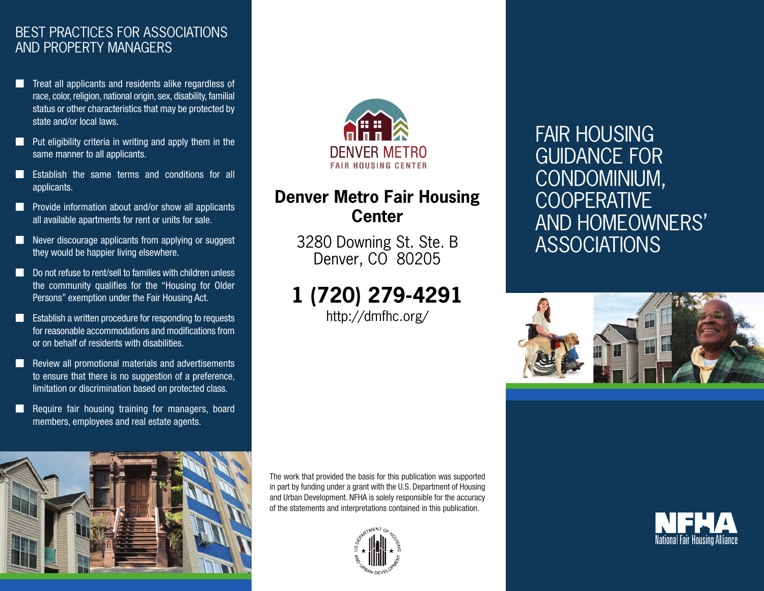## BEST PRACTICES FOR ASSOCIATIONS AND PROPERTY MANAGERS

- Treat all applicants and residents alike regardless of race, color, religion, national origin, sex, disability, familial status or other characteristics that may be protected by state and/or local laws.
- Put eligibility criteria in writing and apply them in the same manner to all applicants.
- Establish the same terms and conditions for all applicants.
- Provide information about and/or show all applicants all available apartments for rent or units for sale.
- Never discourage applicants from applying or suggest they would be happier living elsewhere.
- Do not refuse to rent/sell to families with children unless the community qualifies for the "Housing for Older Persons" exemption under the Fair Housing Act.
- Establish a written procedure for responding to requests for reasonable accommodations and modifications from or on behalf of residents with disabilities.
- Review all promotional materials and advertisements to ensure that there is no suggestion of a preference, limitation or discrimination based on protected class.
- Require fair housing training for managers, board members, employees and real estate agents.

DENVER METRO
FAIR HOUSING CENTER

**Denver Metro Fair Housing Center**

3280 Downing St. Ste. B
Denver, CO 80205

**1 (720) 279-4291**
http://dmfhc.org/

The work that provided the basis for this publication was supported in part by funding under a grant with the U.S. Department of Housing and Urban Development. NFHA is solely responsible for the accuracy of the statements and interpretations contained in this publication.

# FAIR HOUSING GUIDANCE FOR CONDOMINIUM, COOPERATIVE AND HOMEOWNERS' ASSOCIATIONS

NFHA
National Fair Housing Alliance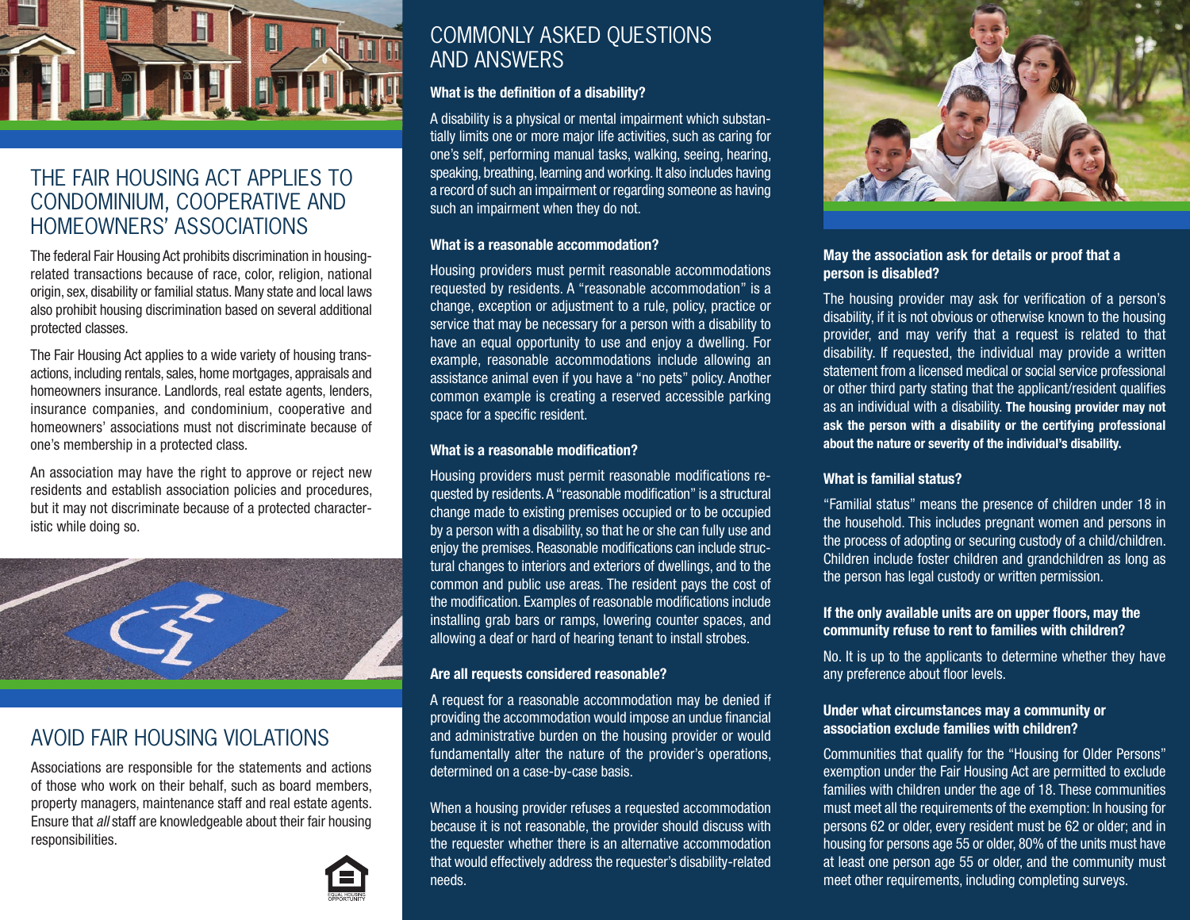## THE FAIR HOUSING ACT APPLIES TO CONDOMINIUM, COOPERATIVE AND HOMEOWNERS' ASSOCIATIONS

The federal Fair Housing Act prohibits discrimination in housing-related transactions because of race, color, religion, national origin, sex, disability or familial status. Many state and local laws also prohibit housing discrimination based on several additional protected classes.

The Fair Housing Act applies to a wide variety of housing transactions, including rentals, sales, home mortgages, appraisals and homeowners insurance. Landlords, real estate agents, lenders, insurance companies, and condominium, cooperative and homeowners' associations must not discriminate because of one's membership in a protected class.

An association may have the right to approve or reject new residents and establish association policies and procedures, but it may not discriminate because of a protected characteristic while doing so.

## AVOID FAIR HOUSING VIOLATIONS

Associations are responsible for the statements and actions of those who work on their behalf, such as board members, property managers, maintenance staff and real estate agents. Ensure that *all* staff are knowledgeable about their fair housing responsibilities.

EQUAL HOUSING OPPORTUNITY

## COMMONLY ASKED QUESTIONS AND ANSWERS

### What is the definition of a disability?

A disability is a physical or mental impairment which substantially limits one or more major life activities, such as caring for one's self, performing manual tasks, walking, seeing, hearing, speaking, breathing, learning and working. It also includes having a record of such an impairment or regarding someone as having such an impairment when they do not.

### What is a reasonable accommodation?

Housing providers must permit reasonable accommodations requested by residents. A "reasonable accommodation" is a change, exception or adjustment to a rule, policy, practice or service that may be necessary for a person with a disability to have an equal opportunity to use and enjoy a dwelling. For example, reasonable accommodations include allowing an assistance animal even if you have a "no pets" policy. Another common example is creating a reserved accessible parking space for a specific resident.

### What is a reasonable modification?

Housing providers must permit reasonable modifications requested by residents. A "reasonable modification" is a structural change made to existing premises occupied or to be occupied by a person with a disability, so that he or she can fully use and enjoy the premises. Reasonable modifications can include structural changes to interiors and exteriors of dwellings, and to the common and public use areas. The resident pays the cost of the modification. Examples of reasonable modifications include installing grab bars or ramps, lowering counter spaces, and allowing a deaf or hard of hearing tenant to install strobes.

### Are all requests considered reasonable?

A request for a reasonable accommodation may be denied if providing the accommodation would impose an undue financial and administrative burden on the housing provider or would fundamentally alter the nature of the provider's operations, determined on a case-by-case basis.

When a housing provider refuses a requested accommodation because it is not reasonable, the provider should discuss with the requester whether there is an alternative accommodation that would effectively address the requester's disability-related needs.

### May the association ask for details or proof that a person is disabled?

The housing provider may ask for verification of a person's disability, if it is not obvious or otherwise known to the housing provider, and may verify that a request is related to that disability. If requested, the individual may provide a written statement from a licensed medical or social service professional or other third party stating that the applicant/resident qualifies as an individual with a disability. **The housing provider may not ask the person with a disability or the certifying professional about the nature or severity of the individual's disability.**

### What is familial status?

"Familial status" means the presence of children under 18 in the household. This includes pregnant women and persons in the process of adopting or securing custody of a child/children. Children include foster children and grandchildren as long as the person has legal custody or written permission.

### If the only available units are on upper floors, may the community refuse to rent to families with children?

No. It is up to the applicants to determine whether they have any preference about floor levels.

### Under what circumstances may a community or association exclude families with children?

Communities that qualify for the "Housing for Older Persons" exemption under the Fair Housing Act are permitted to exclude families with children under the age of 18. These communities must meet all the requirements of the exemption: In housing for persons 62 or older, every resident must be 62 or older; and in housing for persons age 55 or older, 80% of the units must have at least one person age 55 or older, and the community must meet other requirements, including completing surveys.